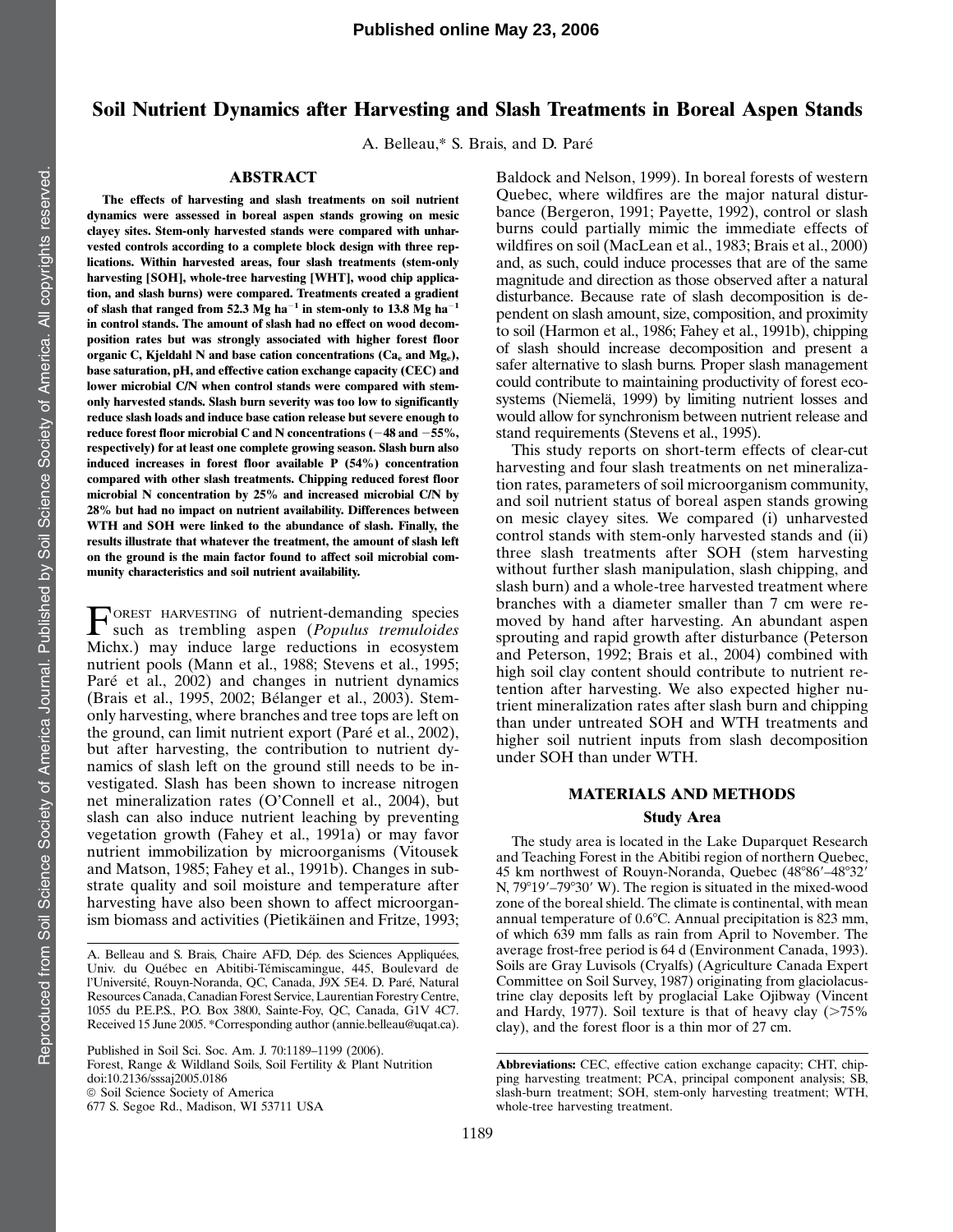Published online May 23, 2006

# Soil Nutrient Dynamics after Harvesting and Slash Treatments in Boreal Aspen Stands

A. Belleau,* S. Brais, and D. Paré

## ABSTRACT

**The effects of harvesting and slash treatments on soil nutrient dynamics were assessed in boreal aspen stands growing on mesic clayey sites. Stem-only harvested stands were compared with unharvested controls according to a complete block design with three replications. Within harvested areas, four slash treatments (stem-only harvesting [SOH], whole-tree harvesting [WHT], wood chip application, and slash burns) were compared. Treatments created a gradient of slash that ranged from 52.3 Mg ha$^{-1}$ in stem-only to 13.8 Mg ha$^{-1}$ in control stands. The amount of slash had no effect on wood decomposition rates but was strongly associated with higher forest floor organic C, Kjeldahl N and base cation concentrations ($Ca_e$ and $Mg_e$), base saturation, pH, and effective cation exchange capacity (CEC) and lower microbial C/N when control stands were compared with stem-only harvested stands. Slash burn severity was too low to significantly reduce slash loads and induce base cation release but severe enough to reduce forest floor microbial C and N concentrations (−48 and −55%, respectively) for at least one complete growing season. Slash burn also induced increases in forest floor available P (54%) concentration compared with other slash treatments. Chipping reduced forest floor microbial N concentration by 25% and increased microbial C/N by 28% but had no impact on nutrient availability. Differences between WTH and SOH were linked to the abundance of slash. Finally, the results illustrate that whatever the treatment, the amount of slash left on the ground is the main factor found to affect soil microbial community characteristics and soil nutrient availability.**

Forest harvesting of nutrient-demanding species such as trembling aspen (*Populus tremuloides* Michx.) may induce large reductions in ecosystem nutrient pools (Mann et al., 1988; Stevens et al., 1995; Paré et al., 2002) and changes in nutrient dynamics (Brais et al., 1995, 2002; Bélanger et al., 2003). Stem-only harvesting, where branches and tree tops are left on the ground, can limit nutrient export (Paré et al., 2002), but after harvesting, the contribution to nutrient dynamics of slash left on the ground still needs to be investigated. Slash has been shown to increase nitrogen net mineralization rates (O'Connell et al., 2004), but slash can also induce nutrient leaching by preventing vegetation growth (Fahey et al., 1991a) or may favor nutrient immobilization by microorganisms (Vitousek and Matson, 1985; Fahey et al., 1991b). Changes in substrate quality and soil moisture and temperature after harvesting have also been shown to affect microorganism biomass and activities (Pietikäinen and Fritze, 1993; Baldock and Nelson, 1999). In boreal forests of western Quebec, where wildfires are the major natural disturbance (Bergeron, 1991; Payette, 1992), control or slash burns could partially mimic the immediate effects of wildfires on soil (MacLean et al., 1983; Brais et al., 2000) and, as such, could induce processes that are of the same magnitude and direction as those observed after a natural disturbance. Because rate of slash decomposition is dependent on slash amount, size, composition, and proximity to soil (Harmon et al., 1986; Fahey et al., 1991b), chipping of slash should increase decomposition and present a safer alternative to slash burns. Proper slash management could contribute to maintaining productivity of forest ecosystems (Niemelä, 1999) by limiting nutrient losses and would allow for synchronism between nutrient release and stand requirements (Stevens et al., 1995).

This study reports on short-term effects of clear-cut harvesting and four slash treatments on net mineralization rates, parameters of soil microorganism community, and soil nutrient status of boreal aspen stands growing on mesic clayey sites. We compared (i) unharvested control stands with stem-only harvested stands and (ii) three slash treatments after SOH (stem harvesting without further slash manipulation, slash chipping, and slash burn) and a whole-tree harvested treatment where branches with a diameter smaller than 7 cm were removed by hand after harvesting. An abundant aspen sprouting and rapid growth after disturbance (Peterson and Peterson, 1992; Brais et al., 2004) combined with high soil clay content should contribute to nutrient retention after harvesting. We also expected higher nutrient mineralization rates after slash burn and chipping than under untreated SOH and WTH treatments and higher soil nutrient inputs from slash decomposition under SOH than under WTH.

## MATERIALS AND METHODS

### Study Area

The study area is located in the Lake Duparquet Research and Teaching Forest in the Abitibi region of northern Quebec, 45 km northwest of Rouyn-Noranda, Quebec (48°86′–48°32′ N, 79°19′–79°30′ W). The region is situated in the mixed-wood zone of the boreal shield. The climate is continental, with mean annual temperature of 0.6°C. Annual precipitation is 823 mm, of which 639 mm falls as rain from April to November. The average frost-free period is 64 d (Environment Canada, 1993). Soils are Gray Luvisols (Cryalfs) (Agriculture Canada Expert Committee on Soil Survey, 1987) originating from glaciolacustrine clay deposits left by proglacial Lake Ojibway (Vincent and Hardy, 1977). Soil texture is that of heavy clay (>75% clay), and the forest floor is a thin mor of 27 cm.

---

A. Belleau and S. Brais, Chaire AFD, Dép. des Sciences Appliquées, Univ. du Québec en Abitibi-Témiscamingue, 445, Boulevard de l'Université, Rouyn-Noranda, QC, Canada, J9X 5E4. D. Paré, Natural Resources Canada, Canadian Forest Service, Laurentian Forestry Centre, 1055 du P.E.P.S., P.O. Box 3800, Sainte-Foy, QC, Canada, G1V 4C7. Received 15 June 2005. *Corresponding author (annie.belleau@uqat.ca).

Published in Soil Sci. Soc. Am. J. 70:1189–1199 (2006).
Forest, Range & Wildland Soils, Soil Fertility & Plant Nutrition
doi:10.2136/sssaj2005.0186
© Soil Science Society of America
677 S. Segoe Rd., Madison, WI 53711 USA

**Abbreviations:** CEC, effective cation exchange capacity; CHT, chipping harvesting treatment; PCA, principal component analysis; SB, slash-burn treatment; SOH, stem-only harvesting treatment; WTH, whole-tree harvesting treatment.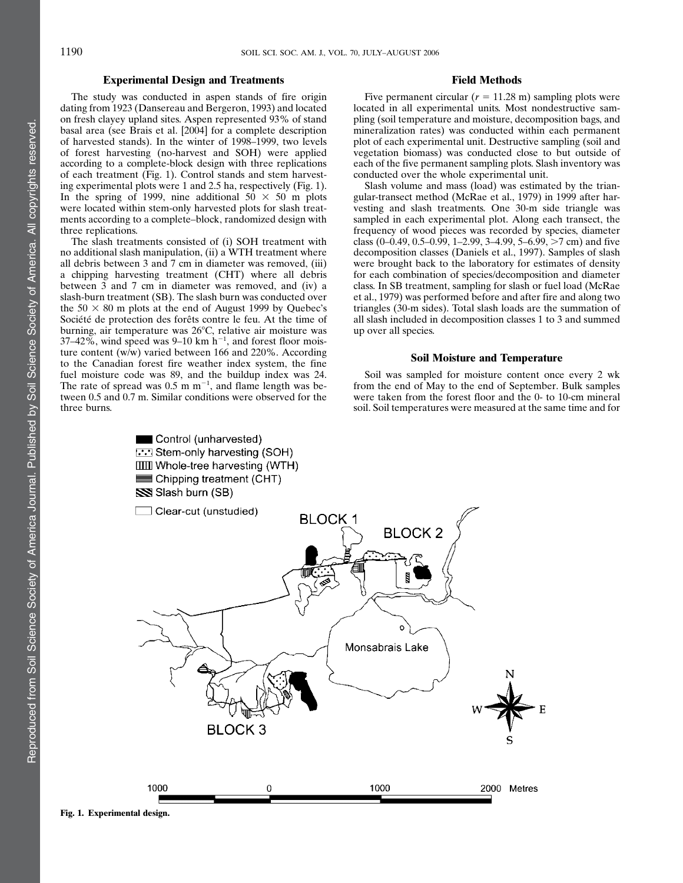### Experimental Design and Treatments

The study was conducted in aspen stands of fire origin dating from 1923 (Dansereau and Bergeron, 1993) and located on fresh clayey upland sites. Aspen represented 93% of stand basal area (see Brais et al. [2004] for a complete description of harvested stands). In the winter of 1998–1999, two levels of forest harvesting (no-harvest and SOH) were applied according to a complete-block design with three replications of each treatment (Fig. 1). Control stands and stem harvesting experimental plots were 1 and 2.5 ha, respectively (Fig. 1). In the spring of 1999, nine additional 50 × 50 m plots were located within stem-only harvested plots for slash treatments according to a complete–block, randomized design with three replications.

The slash treatments consisted of (i) SOH treatment with no additional slash manipulation, (ii) a WTH treatment where all debris between 3 and 7 cm in diameter was removed, (iii) a chipping harvesting treatment (CHT) where all debris between 3 and 7 cm in diameter was removed, and (iv) a slash-burn treatment (SB). The slash burn was conducted over the 50 × 80 m plots at the end of August 1999 by Quebec's Société de protection des forêts contre le feu. At the time of burning, air temperature was 26°C, relative air moisture was 37–42%, wind speed was 9–10 km $h^{-1}$, and forest floor moisture content (w/w) varied between 166 and 220%. According to the Canadian forest fire weather index system, the fine fuel moisture code was 89, and the buildup index was 24. The rate of spread was 0.5 m $m^{-1}$, and flame length was between 0.5 and 0.7 m. Similar conditions were observed for the three burns.

### Field Methods

Five permanent circular ($r$ = 11.28 m) sampling plots were located in all experimental units. Most nondestructive sampling (soil temperature and moisture, decomposition bags, and mineralization rates) was conducted within each permanent plot of each experimental unit. Destructive sampling (soil and vegetation biomass) was conducted close to but outside of each of the five permanent sampling plots. Slash inventory was conducted over the whole experimental unit.

Slash volume and mass (load) was estimated by the triangular-transect method (McRae et al., 1979) in 1999 after harvesting and slash treatments. One 30-m side triangle was sampled in each experimental plot. Along each transect, the frequency of wood pieces was recorded by species, diameter class (0–0.49, 0.5–0.99, 1–2.99, 3–4.99, 5–6.99, >7 cm) and five decomposition classes (Daniels et al., 1997). Samples of slash were brought back to the laboratory for estimates of density for each combination of species/decomposition and diameter class. In SB treatment, sampling for slash or fuel load (McRae et al., 1979) was performed before and after fire and along two triangles (30-m sides). Total slash loads are the summation of all slash included in decomposition classes 1 to 3 and summed up over all species.

### Soil Moisture and Temperature

Soil was sampled for moisture content once every 2 wk from the end of May to the end of September. Bulk samples were taken from the forest floor and the 0- to 10-cm mineral soil. Soil temperatures were measured at the same time and for

Fig. 1. Experimental design.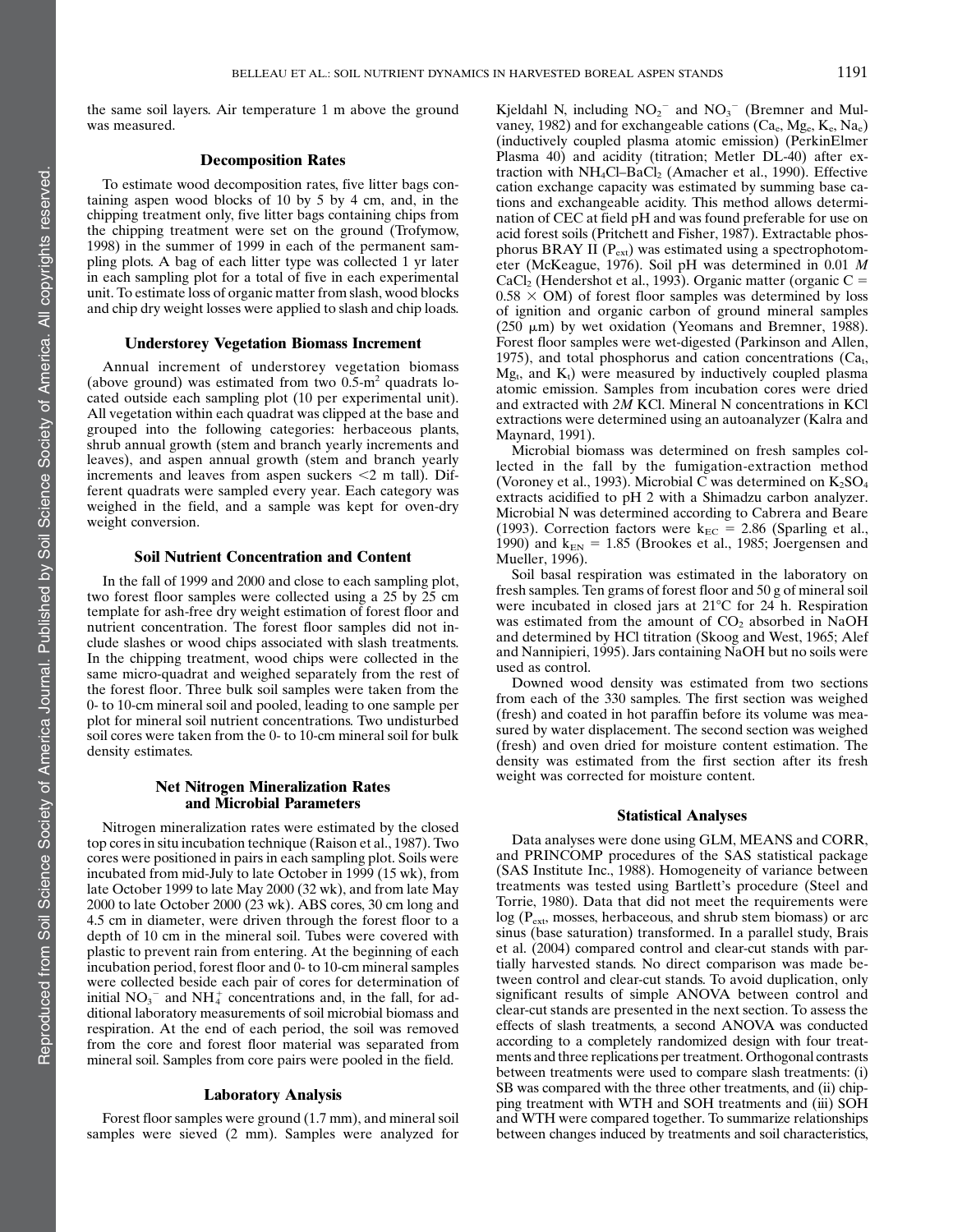the same soil layers. Air temperature 1 m above the ground was measured.

### Decomposition Rates

To estimate wood decomposition rates, five litter bags containing aspen wood blocks of 10 by 5 by 4 cm, and, in the chipping treatment only, five litter bags containing chips from the chipping treatment were set on the ground (Trofymow, 1998) in the summer of 1999 in each of the permanent sampling plots. A bag of each litter type was collected 1 yr later in each sampling plot for a total of five in each experimental unit. To estimate loss of organic matter from slash, wood blocks and chip dry weight losses were applied to slash and chip loads.

### Understorey Vegetation Biomass Increment

Annual increment of understorey vegetation biomass (above ground) was estimated from two 0.5-$m^2$ quadrats located outside each sampling plot (10 per experimental unit). All vegetation within each quadrat was clipped at the base and grouped into the following categories: herbaceous plants, shrub annual growth (stem and branch yearly increments and leaves), and aspen annual growth (stem and branch yearly increments and leaves from aspen suckers <2 m tall). Different quadrats were sampled every year. Each category was weighed in the field, and a sample was kept for oven-dry weight conversion.

### Soil Nutrient Concentration and Content

In the fall of 1999 and 2000 and close to each sampling plot, two forest floor samples were collected using a 25 by 25 cm template for ash-free dry weight estimation of forest floor and nutrient concentration. The forest floor samples did not include slashes or wood chips associated with slash treatments. In the chipping treatment, wood chips were collected in the same micro-quadrat and weighed separately from the rest of the forest floor. Three bulk soil samples were taken from the 0- to 10-cm mineral soil and pooled, leading to one sample per plot for mineral soil nutrient concentrations. Two undisturbed soil cores were taken from the 0- to 10-cm mineral soil for bulk density estimates.

### Net Nitrogen Mineralization Rates and Microbial Parameters

Nitrogen mineralization rates were estimated by the closed top cores in situ incubation technique (Raison et al., 1987). Two cores were positioned in pairs in each sampling plot. Soils were incubated from mid-July to late October in 1999 (15 wk), from late October 1999 to late May 2000 (32 wk), and from late May 2000 to late October 2000 (23 wk). ABS cores, 30 cm long and 4.5 cm in diameter, were driven through the forest floor to a depth of 10 cm in the mineral soil. Tubes were covered with plastic to prevent rain from entering. At the beginning of each incubation period, forest floor and 0- to 10-cm mineral samples were collected beside each pair of cores for determination of initial $NO_3^-$ and $NH_4^+$ concentrations and, in the fall, for additional laboratory measurements of soil microbial biomass and respiration. At the end of each period, the soil was removed from the core and forest floor material was separated from mineral soil. Samples from core pairs were pooled in the field.

### Laboratory Analysis

Forest floor samples were ground (1.7 mm), and mineral soil samples were sieved (2 mm). Samples were analyzed for Kjeldahl N, including $NO_2^-$ and $NO_3^-$ (Bremner and Mulvaney, 1982) and for exchangeable cations ($Ca_e$, $Mg_e$, $K_e$, $Na_e$) (inductively coupled plasma atomic emission) (PerkinElmer Plasma 40) and acidity (titration; Metler DL-40) after extraction with $NH_4Cl$–$BaCl_2$ (Amacher et al., 1990). Effective cation exchange capacity was estimated by summing base cations and exchangeable acidity. This method allows determination of CEC at field pH and was found preferable for use on acid forest soils (Pritchett and Fisher, 1987). Extractable phosphorus BRAY II ($P_{ext}$) was estimated using a spectrophotometer (McKeague, 1976). Soil pH was determined in 0.01 *M* $CaCl_2$ (Hendershot et al., 1993). Organic matter (organic C = 0.58 × OM) of forest floor samples was determined by loss of ignition and organic carbon of ground mineral samples (250 μm) by wet oxidation (Yeomans and Bremner, 1988). Forest floor samples were wet-digested (Parkinson and Allen, 1975), and total phosphorus and cation concentrations ($Ca_t$, $Mg_t$, and $K_t$) were measured by inductively coupled plasma atomic emission. Samples from incubation cores were dried and extracted with *2M* KCl. Mineral N concentrations in KCl extractions were determined using an autoanalyzer (Kalra and Maynard, 1991).

Microbial biomass was determined on fresh samples collected in the fall by the fumigation-extraction method (Voroney et al., 1993). Microbial C was determined on $K_2SO_4$ extracts acidified to pH 2 with a Shimadzu carbon analyzer. Microbial N was determined according to Cabrera and Beare (1993). Correction factors were $k_{EC}$ = 2.86 (Sparling et al., 1990) and $k_{EN}$ = 1.85 (Brookes et al., 1985; Joergensen and Mueller, 1996).

Soil basal respiration was estimated in the laboratory on fresh samples. Ten grams of forest floor and 50 g of mineral soil were incubated in closed jars at 21°C for 24 h. Respiration was estimated from the amount of $CO_2$ absorbed in NaOH and determined by HCl titration (Skoog and West, 1965; Alef and Nannipieri, 1995). Jars containing NaOH but no soils were used as control.

Downed wood density was estimated from two sections from each of the 330 samples. The first section was weighed (fresh) and coated in hot paraffin before its volume was measured by water displacement. The second section was weighed (fresh) and oven dried for moisture content estimation. The density was estimated from the first section after its fresh weight was corrected for moisture content.

### Statistical Analyses

Data analyses were done using GLM, MEANS and CORR, and PRINCOMP procedures of the SAS statistical package (SAS Institute Inc., 1988). Homogeneity of variance between treatments was tested using Bartlett's procedure (Steel and Torrie, 1980). Data that did not meet the requirements were log ($P_{ext}$, mosses, herbaceous, and shrub stem biomass) or arc sinus (base saturation) transformed. In a parallel study, Brais et al. (2004) compared control and clear-cut stands with partially harvested stands. No direct comparison was made between control and clear-cut stands. To avoid duplication, only significant results of simple ANOVA between control and clear-cut stands are presented in the next section. To assess the effects of slash treatments, a second ANOVA was conducted according to a completely randomized design with four treatments and three replications per treatment. Orthogonal contrasts between treatments were used to compare slash treatments: (i) SB was compared with the three other treatments, and (ii) chipping treatment with WTH and SOH treatments and (iii) SOH and WTH were compared together. To summarize relationships between changes induced by treatments and soil characteristics,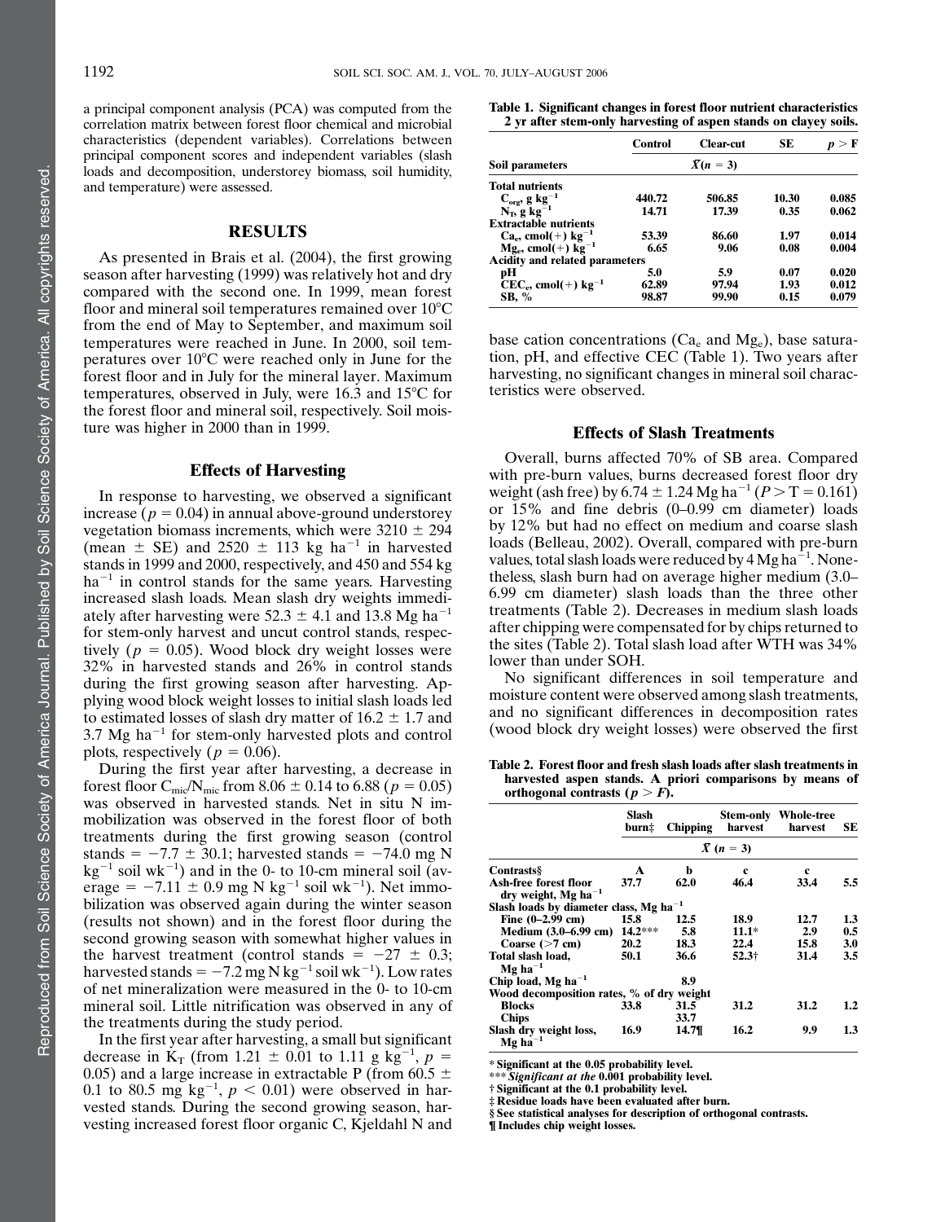a principal component analysis (PCA) was computed from the correlation matrix between forest floor chemical and microbial characteristics (dependent variables). Correlations between principal component scores and independent variables (slash loads and decomposition, understorey biomass, soil humidity, and temperature) were assessed.

## RESULTS

As presented in Brais et al. (2004), the first growing season after harvesting (1999) was relatively hot and dry compared with the second one. In 1999, mean forest floor and mineral soil temperatures remained over 10°C from the end of May to September, and maximum soil temperatures were reached in June. In 2000, soil temperatures over 10°C were reached only in June for the forest floor and in July for the mineral layer. Maximum temperatures, observed in July, were 16.3 and 15°C for the forest floor and mineral soil, respectively. Soil moisture was higher in 2000 than in 1999.

### Effects of Harvesting

In response to harvesting, we observed a significant increase ($p = 0.04$) in annual above-ground understorey vegetation biomass increments, which were 3210 ± 294 (mean ± SE) and 2520 ± 113 kg $ha^{-1}$ in harvested stands in 1999 and 2000, respectively, and 450 and 554 kg $ha^{-1}$ in control stands for the same years. Harvesting increased slash loads. Mean slash dry weights immediately after harvesting were 52.3 ± 4.1 and 13.8 Mg $ha^{-1}$ for stem-only harvest and uncut control stands, respectively ($p = 0.05$). Wood block dry weight losses were 32% in harvested stands and 26% in control stands during the first growing season after harvesting. Applying wood block weight losses to initial slash loads led to estimated losses of slash dry matter of 16.2 ± 1.7 and 3.7 Mg $ha^{-1}$ for stem-only harvested plots and control plots, respectively ($p = 0.06$).

During the first year after harvesting, a decrease in forest floor $C_{mic}/N_{mic}$ from 8.06 ± 0.14 to 6.88 ($p = 0.05$) was observed in harvested stands. Net in situ N immobilization was observed in the forest floor of both treatments during the first growing season (control stands = −7.7 ± 30.1; harvested stands = −74.0 mg N $kg^{-1}$ soil $wk^{-1}$) and in the 0- to 10-cm mineral soil (average = −7.11 ± 0.9 mg N $kg^{-1}$ soil $wk^{-1}$). Net immobilization was observed again during the winter season (results not shown) and in the forest floor during the second growing season with somewhat higher values in the harvest treatment (control stands = −27 ± 0.3; harvested stands = −7.2 mg N $kg^{-1}$ soil $wk^{-1}$). Low rates of net mineralization were measured in the 0- to 10-cm mineral soil. Little nitrification was observed in any of the treatments during the study period.

In the first year after harvesting, a small but significant decrease in $K_T$ (from 1.21 ± 0.01 to 1.11 g $kg^{-1}$, $p = 0.05$) and a large increase in extractable P (from 60.5 ± 0.1 to 80.5 mg $kg^{-1}$, $p < 0.01$) were observed in harvested stands. During the second growing season, harvesting increased forest floor organic C, Kjeldahl N and base cation concentrations ($Ca_e$ and $Mg_e$), base saturation, pH, and effective CEC (Table 1). Two years after harvesting, no significant changes in mineral soil characteristics were observed.

**Table 1. Significant changes in forest floor nutrient characteristics 2 yr after stem-only harvesting of aspen stands on clayey soils.**

| Soil parameters | Control | Clear-cut | SE | $p > F$ |
|---|---|---|---|---|
| | $\bar{X}(n = 3)$ | | | |
| **Total nutrients** | | | | |
| $C_{org}$, g $kg^{-1}$ | 440.72 | 506.85 | 10.30 | 0.085 |
| $N_T$, g $kg^{-1}$ | 14.71 | 17.39 | 0.35 | 0.062 |
| **Extractable nutrients** | | | | |
| $Ca_e$, cmol(+) $kg^{-1}$ | 53.39 | 86.60 | 1.97 | 0.014 |
| $Mg_e$, cmol(+) $kg^{-1}$ | 6.65 | 9.06 | 0.08 | 0.004 |
| **Acidity and related parameters** | | | | |
| pH | 5.0 | 5.9 | 0.07 | 0.020 |
| $CEC_e$, cmol(+) $kg^{-1}$ | 62.89 | 97.94 | 1.93 | 0.012 |
| SB, % | 98.87 | 99.90 | 0.15 | 0.079 |

### Effects of Slash Treatments

Overall, burns affected 70% of SB area. Compared with pre-burn values, burns decreased forest floor dry weight (ash free) by 6.74 ± 1.24 Mg $ha^{-1}$ ($P > T = 0.161$) or 15% and fine debris (0–0.99 cm diameter) loads by 12% but had no effect on medium and coarse slash loads (Belleau, 2002). Overall, compared with pre-burn values, total slash loads were reduced by 4 Mg $ha^{-1}$. Nonetheless, slash burn had on average higher medium (3.0–6.99 cm diameter) slash loads than the three other treatments (Table 2). Decreases in medium slash loads after chipping were compensated for by chips returned to the sites (Table 2). Total slash load after WTH was 34% lower than under SOH.

No significant differences in soil temperature and moisture content were observed among slash treatments, and no significant differences in decomposition rates (wood block dry weight losses) were observed the first

**Table 2. Forest floor and fresh slash loads after slash treatments in harvested aspen stands. A priori comparisons by means of orthogonal contrasts ($p > F$).**

| | Slash burn‡ | Chipping | Stem-only harvest | Whole-tree harvest | SE |
|---|---|---|---|---|---|
| | $\bar{X}$ (n = 3) | | | | |
| **Contrasts§** | **A** | **b** | **c** | **c** | |
| **Ash-free forest floor dry weight, Mg $ha^{-1}$** | 37.7 | 62.0 | 46.4 | 33.4 | 5.5 |
| **Slash loads by diameter class, Mg $ha^{-1}$** | | | | | |
| Fine (0–2.99 cm) | 15.8 | 12.5 | 18.9 | 12.7 | 1.3 |
| Medium (3.0–6.99 cm) | 14.2*** | 5.8 | 11.1* | 2.9 | 0.5 |
| Coarse (>7 cm) | 20.2 | 18.3 | 22.4 | 15.8 | 3.0 |
| **Total slash load, Mg $ha^{-1}$** | 50.1 | 36.6 | 52.3† | 31.4 | 3.5 |
| **Chip load, Mg $ha^{-1}$** | | 8.9 | | | |
| **Wood decomposition rates, % of dry weight** | | | | | |
| Blocks | 33.8 | 31.5 | 31.2 | 31.2 | 1.2 |
| Chips | | 33.7 | | | |
| **Slash dry weight loss, Mg $ha^{-1}$** | 16.9 | 14.7¶ | 16.2 | 9.9 | 1.3 |

\* Significant at the 0.05 probability level.
\*\*\* Significant at the 0.001 probability level.
† Significant at the 0.1 probability level.
‡ Residue loads have been evaluated after burn.
§ See statistical analyses for description of orthogonal contrasts.
¶ Includes chip weight losses.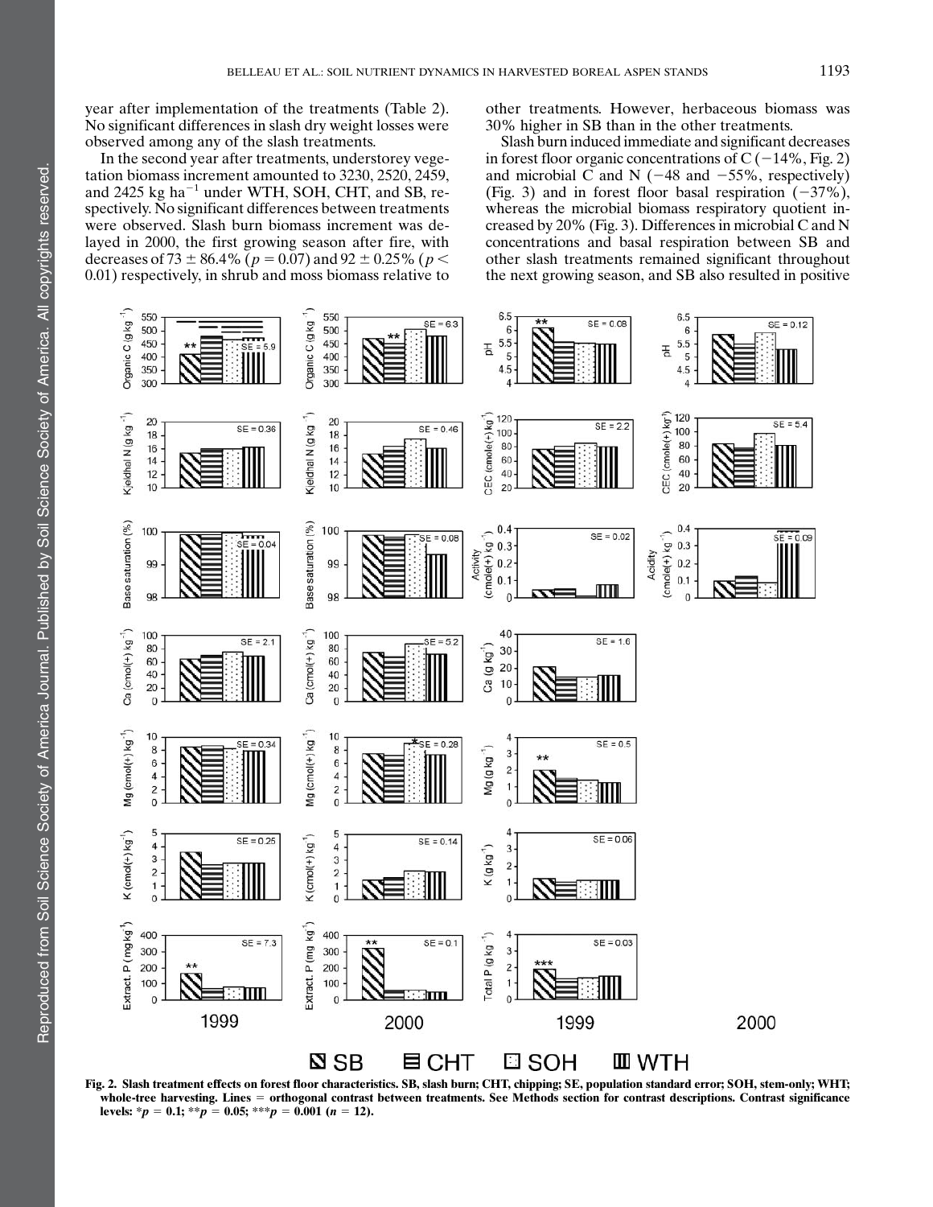year after implementation of the treatments (Table 2). No significant differences in slash dry weight losses were observed among any of the slash treatments.

In the second year after treatments, understorey vegetation biomass increment amounted to 3230, 2520, 2459, and 2425 kg ha$^{-1}$ under WTH, SOH, CHT, and SB, respectively. No significant differences between treatments were observed. Slash burn biomass increment was delayed in 2000, the first growing season after fire, with decreases of 73 ± 86.4% ($p = 0.07$) and 92 ± 0.25% ($p < 0.01$) respectively, in shrub and moss biomass relative to other treatments. However, herbaceous biomass was 30% higher in SB than in the other treatments.

Slash burn induced immediate and significant decreases in forest floor organic concentrations of C (−14%, Fig. 2) and microbial C and N (−48 and −55%, respectively) (Fig. 3) and in forest floor basal respiration (−37%), whereas the microbial biomass respiratory quotient increased by 20% (Fig. 3). Differences in microbial C and N concentrations and basal respiration between SB and other slash treatments remained significant throughout the next growing season, and SB also resulted in positive

Fig. 2. Slash treatment effects on forest floor characteristics. SB, slash burn; CHT, chipping; SE, population standard error; SOH, stem-only; WHT; whole-tree harvesting. Lines = orthogonal contrast between treatments. See Methods section for contrast descriptions. Contrast significance levels: *$p = 0.1$; **$p = 0.05$; ***$p = 0.001$ ($n = 12$).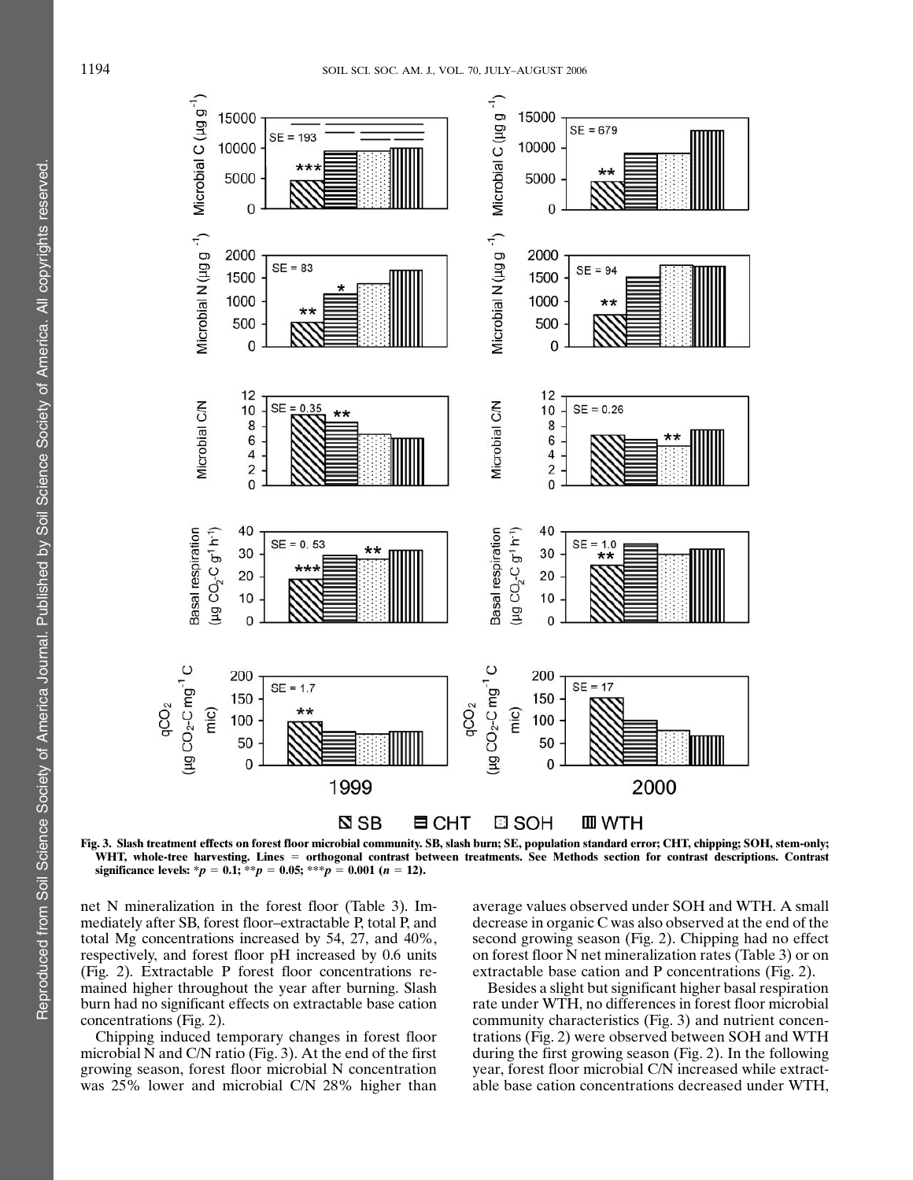Fig. 3. Slash treatment effects on forest floor microbial community. SB, slash burn; SE, population standard error; CHT, chipping; SOH, stem-only; WHT, whole-tree harvesting. Lines = orthogonal contrast between treatments. See Methods section for contrast descriptions. Contrast significance levels: $*p = 0.1$; $**p = 0.05$; $***p = 0.001$ ($n = 12$).

net N mineralization in the forest floor (Table 3). Immediately after SB, forest floor–extractable P, total P, and total Mg concentrations increased by 54, 27, and 40%, respectively, and forest floor pH increased by 0.6 units (Fig. 2). Extractable P forest floor concentrations remained higher throughout the year after burning. Slash burn had no significant effects on extractable base cation concentrations (Fig. 2).

Chipping induced temporary changes in forest floor microbial N and C/N ratio (Fig. 3). At the end of the first growing season, forest floor microbial N concentration was 25% lower and microbial C/N 28% higher than average values observed under SOH and WTH. A small decrease in organic C was also observed at the end of the second growing season (Fig. 2). Chipping had no effect on forest floor N net mineralization rates (Table 3) or on extractable base cation and P concentrations (Fig. 2).

Besides a slight but significant higher basal respiration rate under WTH, no differences in forest floor microbial community characteristics (Fig. 3) and nutrient concentrations (Fig. 2) were observed between SOH and WTH during the first growing season (Fig. 2). In the following year, forest floor microbial C/N increased while extractable base cation concentrations decreased under WTH,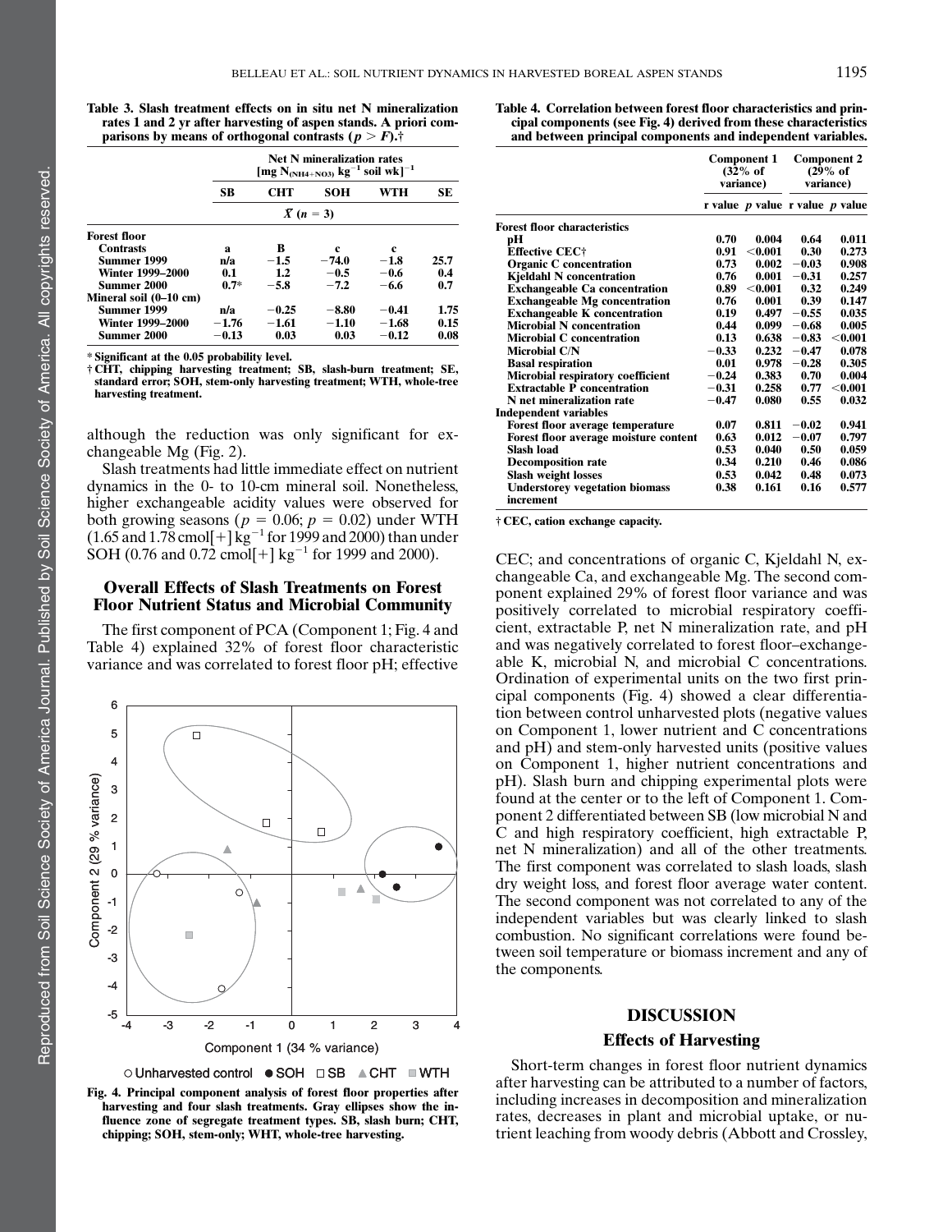**Table 3. Slash treatment effects on in situ net N mineralization rates 1 and 2 yr after harvesting of aspen stands. A priori comparisons by means of orthogonal contrasts ($p > F$).†**

| | Net N mineralization rates [mg $N_{(NH4+NO3)}$ $kg^{-1}$ soil $wk]^{-1}$ | | | | |
|---|---|---|---|---|---|
| | SB | CHT | SOH | WTH | SE |
| | $\bar{X}$ (n = 3) | | | | |
| **Forest floor** | | | | | |
| Contrasts | a | B | c | c | |
| Summer 1999 | n/a | −1.5 | −74.0 | −1.8 | 25.7 |
| Winter 1999–2000 | 0.1 | 1.2 | −0.5 | −0.6 | 0.4 |
| Summer 2000 | 0.7* | −5.8 | −7.2 | −6.6 | 0.7 |
| **Mineral soil (0–10 cm)** | | | | | |
| Summer 1999 | n/a | −0.25 | −8.80 | −0.41 | 1.75 |
| Winter 1999–2000 | −1.76 | −1.61 | −1.10 | −1.68 | 0.15 |
| Summer 2000 | −0.13 | 0.03 | 0.03 | −0.12 | 0.08 |

\* Significant at the 0.05 probability level.
† CHT, chipping harvesting treatment; SB, slash-burn treatment; SE, standard error; SOH, stem-only harvesting treatment; WTH, whole-tree harvesting treatment.

although the reduction was only significant for exchangeable Mg (Fig. 2).

Slash treatments had little immediate effect on nutrient dynamics in the 0- to 10-cm mineral soil. Nonetheless, higher exchangeable acidity values were observed for both growing seasons ($p = 0.06$; $p = 0.02$) under WTH (1.65 and 1.78 cmol[+] $kg^{-1}$ for 1999 and 2000) than under SOH (0.76 and 0.72 cmol[+] $kg^{-1}$ for 1999 and 2000).

## Overall Effects of Slash Treatments on Forest Floor Nutrient Status and Microbial Community

The first component of PCA (Component 1; Fig. 4 and Table 4) explained 32% of forest floor characteristic variance and was correlated to forest floor pH; effective CEC; and concentrations of organic C, Kjeldahl N, exchangeable Ca, and exchangeable Mg. The second component explained 29% of forest floor variance and was positively correlated to microbial respiratory coefficient, extractable P, net N mineralization rate, and pH and was negatively correlated to forest floor–exchangeable K, microbial N, and microbial C concentrations. Ordination of experimental units on the two first principal components (Fig. 4) showed a clear differentiation between control unharvested plots (negative values on Component 1, lower nutrient and C concentrations and pH) and stem-only harvested units (positive values on Component 1, higher nutrient concentrations and pH). Slash burn and chipping experimental plots were found at the center or to the left of Component 1. Component 2 differentiated between SB (low microbial N and C and high respiratory coefficient, high extractable P, net N mineralization) and all of the other treatments. The first component was correlated to slash loads, slash dry weight loss, and forest floor average water content. The second component was not correlated to any of the independent variables but was clearly linked to slash combustion. No significant correlations were found between soil temperature or biomass increment and any of the components.

Fig. 4. Principal component analysis of forest floor properties after harvesting and four slash treatments. Gray ellipses show the influence zone of segregate treatment types. SB, slash burn; CHT, chipping; SOH, stem-only; WHT, whole-tree harvesting.

**Table 4. Correlation between forest floor characteristics and principal components (see Fig. 4) derived from these characteristics and between principal components and independent variables.**

| | Component 1 (32% of variance) | | Component 2 (29% of variance) | |
|---|---|---|---|---|
| | r value | p value | r value | p value |
| **Forest floor characteristics** | | | | |
| pH | 0.70 | 0.004 | 0.64 | 0.011 |
| Effective CEC† | 0.91 | <0.001 | 0.30 | 0.273 |
| Organic C concentration | 0.73 | 0.002 | −0.03 | 0.908 |
| Kjeldahl N concentration | 0.76 | 0.001 | −0.31 | 0.257 |
| Exchangeable Ca concentration | 0.89 | <0.001 | 0.32 | 0.249 |
| Exchangeable Mg concentration | 0.76 | 0.001 | 0.39 | 0.147 |
| Exchangeable K concentration | 0.19 | 0.497 | −0.55 | 0.035 |
| Microbial N concentration | 0.44 | 0.099 | −0.68 | 0.005 |
| Microbial C concentration | 0.13 | 0.638 | −0.83 | <0.001 |
| Microbial C/N | −0.33 | 0.232 | −0.47 | 0.078 |
| Basal respiration | 0.01 | 0.978 | −0.28 | 0.305 |
| Microbial respiratory coefficient | −0.24 | 0.383 | 0.70 | 0.004 |
| Extractable P concentration | −0.31 | 0.258 | 0.77 | <0.001 |
| N net mineralization rate | −0.47 | 0.080 | 0.55 | 0.032 |
| **Independent variables** | | | | |
| Forest floor average temperature | 0.07 | 0.811 | −0.02 | 0.941 |
| Forest floor average moisture content | 0.63 | 0.012 | −0.07 | 0.797 |
| Slash load | 0.53 | 0.040 | 0.50 | 0.059 |
| Decomposition rate | 0.34 | 0.210 | 0.46 | 0.086 |
| Slash weight losses | 0.53 | 0.042 | 0.48 | 0.073 |
| Understorey vegetation biomass increment | 0.38 | 0.161 | 0.16 | 0.577 |

† CEC, cation exchange capacity.

# DISCUSSION

## Effects of Harvesting

Short-term changes in forest floor nutrient dynamics after harvesting can be attributed to a number of factors, including increases in decomposition and mineralization rates, decreases in plant and microbial uptake, or nutrient leaching from woody debris (Abbott and Crossley,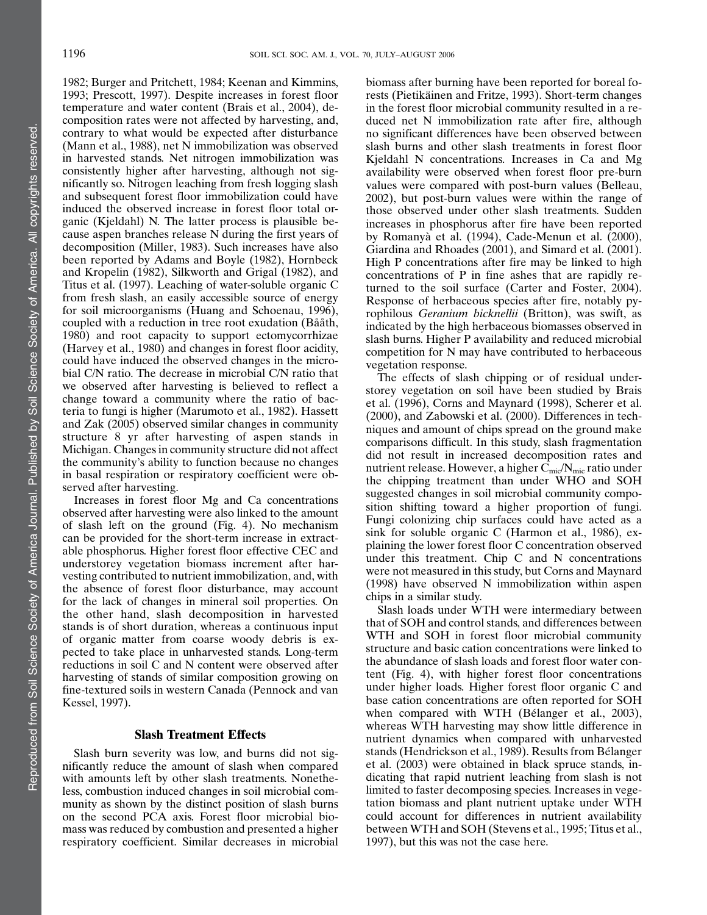1982; Burger and Pritchett, 1984; Keenan and Kimmins, 1993; Prescott, 1997). Despite increases in forest floor temperature and water content (Brais et al., 2004), decomposition rates were not affected by harvesting, and, contrary to what would be expected after disturbance (Mann et al., 1988), net N immobilization was observed in harvested stands. Net nitrogen immobilization was consistently higher after harvesting, although not significantly so. Nitrogen leaching from fresh logging slash and subsequent forest floor immobilization could have induced the observed increase in forest floor total organic (Kjeldahl) N. The latter process is plausible because aspen branches release N during the first years of decomposition (Miller, 1983). Such increases have also been reported by Adams and Boyle (1982), Hornbeck and Kropelin (1982), Silkworth and Grigal (1982), and Titus et al. (1997). Leaching of water-soluble organic C from fresh slash, an easily accessible source of energy for soil microorganisms (Huang and Schoenau, 1996), coupled with a reduction in tree root exudation (Bååth, 1980) and root capacity to support ectomycorrhizae (Harvey et al., 1980) and changes in forest floor acidity, could have induced the observed changes in the microbial C/N ratio. The decrease in microbial C/N ratio that we observed after harvesting is believed to reflect a change toward a community where the ratio of bacteria to fungi is higher (Marumoto et al., 1982). Hassett and Zak (2005) observed similar changes in community structure 8 yr after harvesting of aspen stands in Michigan. Changes in community structure did not affect the community's ability to function because no changes in basal respiration or respiratory coefficient were observed after harvesting.

Increases in forest floor Mg and Ca concentrations observed after harvesting were also linked to the amount of slash left on the ground (Fig. 4). No mechanism can be provided for the short-term increase in extractable phosphorus. Higher forest floor effective CEC and understorey vegetation biomass increment after harvesting contributed to nutrient immobilization, and, with the absence of forest floor disturbance, may account for the lack of changes in mineral soil properties. On the other hand, slash decomposition in harvested stands is of short duration, whereas a continuous input of organic matter from coarse woody debris is expected to take place in unharvested stands. Long-term reductions in soil C and N content were observed after harvesting of stands of similar composition growing on fine-textured soils in western Canada (Pennock and van Kessel, 1997).

## Slash Treatment Effects

Slash burn severity was low, and burns did not significantly reduce the amount of slash when compared with amounts left by other slash treatments. Nonetheless, combustion induced changes in soil microbial community as shown by the distinct position of slash burns on the second PCA axis. Forest floor microbial biomass was reduced by combustion and presented a higher respiratory coefficient. Similar decreases in microbial biomass after burning have been reported for boreal forests (Pietikäinen and Fritze, 1993). Short-term changes in the forest floor microbial community resulted in a reduced net N immobilization rate after fire, although no significant differences have been observed between slash burns and other slash treatments in forest floor Kjeldahl N concentrations. Increases in Ca and Mg availability were observed when forest floor pre-burn values were compared with post-burn values (Belleau, 2002), but post-burn values were within the range of those observed under other slash treatments. Sudden increases in phosphorus after fire have been reported by Romanyà et al. (1994), Cade-Menun et al. (2000), Giardina and Rhoades (2001), and Simard et al. (2001). High P concentrations after fire may be linked to high concentrations of P in fine ashes that are rapidly returned to the soil surface (Carter and Foster, 2004). Response of herbaceous species after fire, notably pyrophilous *Geranium bicknellii* (Britton), was swift, as indicated by the high herbaceous biomasses observed in slash burns. Higher P availability and reduced microbial competition for N may have contributed to herbaceous vegetation response.

The effects of slash chipping or of residual understorey vegetation on soil have been studied by Brais et al. (1996), Corns and Maynard (1998), Scherer et al. (2000), and Zabowski et al. (2000). Differences in techniques and amount of chips spread on the ground make comparisons difficult. In this study, slash fragmentation did not result in increased decomposition rates and nutrient release. However, a higher $C_{mic}/N_{mic}$ ratio under the chipping treatment than under WHO and SOH suggested changes in soil microbial community composition shifting toward a higher proportion of fungi. Fungi colonizing chip surfaces could have acted as a sink for soluble organic C (Harmon et al., 1986), explaining the lower forest floor C concentration observed under this treatment. Chip C and N concentrations were not measured in this study, but Corns and Maynard (1998) have observed N immobilization within aspen chips in a similar study.

Slash loads under WTH were intermediary between that of SOH and control stands, and differences between WTH and SOH in forest floor microbial community structure and basic cation concentrations were linked to the abundance of slash loads and forest floor water content (Fig. 4), with higher forest floor concentrations under higher loads. Higher forest floor organic C and base cation concentrations are often reported for SOH when compared with WTH (Bélanger et al., 2003), whereas WTH harvesting may show little difference in nutrient dynamics when compared with unharvested stands (Hendrickson et al., 1989). Results from Bélanger et al. (2003) were obtained in black spruce stands, indicating that rapid nutrient leaching from slash is not limited to faster decomposing species. Increases in vegetation biomass and plant nutrient uptake under WTH could account for differences in nutrient availability between WTH and SOH (Stevens et al., 1995; Titus et al., 1997), but this was not the case here.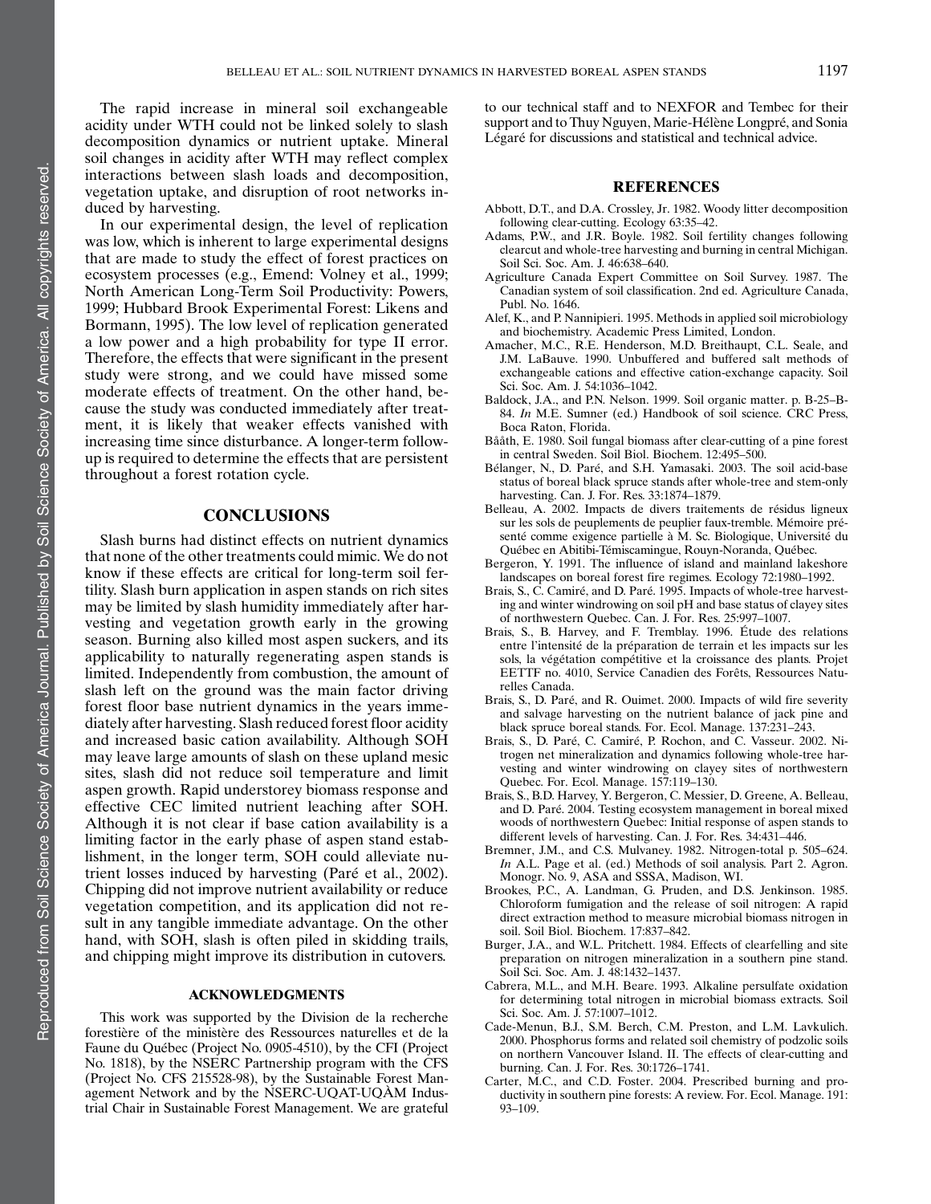The rapid increase in mineral soil exchangeable acidity under WTH could not be linked solely to slash decomposition dynamics or nutrient uptake. Mineral soil changes in acidity after WTH may reflect complex interactions between slash loads and decomposition, vegetation uptake, and disruption of root networks induced by harvesting.

In our experimental design, the level of replication was low, which is inherent to large experimental designs that are made to study the effect of forest practices on ecosystem processes (e.g., Emend: Volney et al., 1999; North American Long-Term Soil Productivity: Powers, 1999; Hubbard Brook Experimental Forest: Likens and Bormann, 1995). The low level of replication generated a low power and a high probability for type II error. Therefore, the effects that were significant in the present study were strong, and we could have missed some moderate effects of treatment. On the other hand, because the study was conducted immediately after treatment, it is likely that weaker effects vanished with increasing time since disturbance. A longer-term follow-up is required to determine the effects that are persistent throughout a forest rotation cycle.

## CONCLUSIONS

Slash burns had distinct effects on nutrient dynamics that none of the other treatments could mimic. We do not know if these effects are critical for long-term soil fertility. Slash burn application in aspen stands on rich sites may be limited by slash humidity immediately after harvesting and vegetation growth early in the growing season. Burning also killed most aspen suckers, and its applicability to naturally regenerating aspen stands is limited. Independently from combustion, the amount of slash left on the ground was the main factor driving forest floor base nutrient dynamics in the years immediately after harvesting. Slash reduced forest floor acidity and increased basic cation availability. Although SOH may leave large amounts of slash on these upland mesic sites, slash did not reduce soil temperature and limit aspen growth. Rapid understorey biomass response and effective CEC limited nutrient leaching after SOH. Although it is not clear if base cation availability is a limiting factor in the early phase of aspen stand establishment, in the longer term, SOH could alleviate nutrient losses induced by harvesting (Paré et al., 2002). Chipping did not improve nutrient availability or reduce vegetation competition, and its application did not result in any tangible immediate advantage. On the other hand, with SOH, slash is often piled in skidding trails, and chipping might improve its distribution in cutovers.

### ACKNOWLEDGMENTS

This work was supported by the Division de la recherche forestière of the ministère des Ressources naturelles et de la Faune du Québec (Project No. 0905-4510), by the CFI (Project No. 1818), by the NSERC Partnership program with the CFS (Project No. CFS 215528-98), by the Sustainable Forest Management Network and by the NSERC-UQAT-UQÀM Industrial Chair in Sustainable Forest Management. We are grateful to our technical staff and to NEXFOR and Tembec for their support and to Thuy Nguyen, Marie-Hélène Longpré, and Sonia Légaré for discussions and statistical and technical advice.

## REFERENCES

Abbott, D.T., and D.A. Crossley, Jr. 1982. Woody litter decomposition following clear-cutting. Ecology 63:35–42.

Adams, P.W., and J.R. Boyle. 1982. Soil fertility changes following clearcut and whole-tree harvesting and burning in central Michigan. Soil Sci. Soc. Am. J. 46:638–640.

Agriculture Canada Expert Committee on Soil Survey. 1987. The Canadian system of soil classification. 2nd ed. Agriculture Canada, Publ. No. 1646.

Alef, K., and P. Nannipieri. 1995. Methods in applied soil microbiology and biochemistry. Academic Press Limited, London.

Amacher, M.C., R.E. Henderson, M.D. Breithaupt, C.L. Seale, and J.M. LaBauve. 1990. Unbuffered and buffered salt methods of exchangeable cations and effective cation-exchange capacity. Soil Sci. Soc. Am. J. 54:1036–1042.

Baldock, J.A., and P.N. Nelson. 1999. Soil organic matter. p. B-25–B-84. *In* M.E. Sumner (ed.) Handbook of soil science. CRC Press, Boca Raton, Florida.

Bååth, E. 1980. Soil fungal biomass after clear-cutting of a pine forest in central Sweden. Soil Biol. Biochem. 12:495–500.

Bélanger, N., D. Paré, and S.H. Yamasaki. 2003. The soil acid-base status of boreal black spruce stands after whole-tree and stem-only harvesting. Can. J. For. Res. 33:1874–1879.

Belleau, A. 2002. Impacts de divers traitements de résidus ligneux sur les sols de peuplements de peuplier faux-tremble. Mémoire présenté comme exigence partielle à M. Sc. Biologique, Université du Québec en Abitibi-Témiscamingue, Rouyn-Noranda, Québec.

Bergeron, Y. 1991. The influence of island and mainland lakeshore landscapes on boreal forest fire regimes. Ecology 72:1980–1992.

Brais, S., C. Camiré, and D. Paré. 1995. Impacts of whole-tree harvesting and winter windrowing on soil pH and base status of clayey sites of northwestern Quebec. Can. J. For. Res. 25:997–1007.

Brais, S., B. Harvey, and F. Tremblay. 1996. Étude des relations entre l'intensité de la préparation de terrain et les impacts sur les sols, la végétation compétitive et la croissance des plants. Projet EETTF no. 4010, Service Canadien des Forêts, Ressources Naturelles Canada.

Brais, S., D. Paré, and R. Ouimet. 2000. Impacts of wild fire severity and salvage harvesting on the nutrient balance of jack pine and black spruce boreal stands. For. Ecol. Manage. 137:231–243.

Brais, S., D. Paré, C. Camiré, P. Rochon, and C. Vasseur. 2002. Nitrogen net mineralization and dynamics following whole-tree harvesting and winter windrowing on clayey sites of northwestern Quebec. For. Ecol. Manage. 157:119–130.

Brais, S., B.D. Harvey, Y. Bergeron, C. Messier, D. Greene, A. Belleau, and D. Paré. 2004. Testing ecosystem management in boreal mixed woods of northwestern Quebec: Initial response of aspen stands to different levels of harvesting. Can. J. For. Res. 34:431–446.

Bremner, J.M., and C.S. Mulvaney. 1982. Nitrogen-total p. 505–624. *In* A.L. Page et al. (ed.) Methods of soil analysis. Part 2. Agron. Monogr. No. 9, ASA and SSSA, Madison, WI.

Brookes, P.C., A. Landman, G. Pruden, and D.S. Jenkinson. 1985. Chloroform fumigation and the release of soil nitrogen: A rapid direct extraction method to measure microbial biomass nitrogen in soil. Soil Biol. Biochem. 17:837–842.

Burger, J.A., and W.L. Pritchett. 1984. Effects of clearfelling and site preparation on nitrogen mineralization in a southern pine stand. Soil Sci. Soc. Am. J. 48:1432–1437.

Cabrera, M.L., and M.H. Beare. 1993. Alkaline persulfate oxidation for determining total nitrogen in microbial biomass extracts. Soil Sci. Soc. Am. J. 57:1007–1012.

Cade-Menun, B.J., S.M. Berch, C.M. Preston, and L.M. Lavkulich. 2000. Phosphorus forms and related soil chemistry of podzolic soils on northern Vancouver Island. II. The effects of clear-cutting and burning. Can. J. For. Res. 30:1726–1741.

Carter, M.C., and C.D. Foster. 2004. Prescribed burning and productivity in southern pine forests: A review. For. Ecol. Manage. 191: 93–109.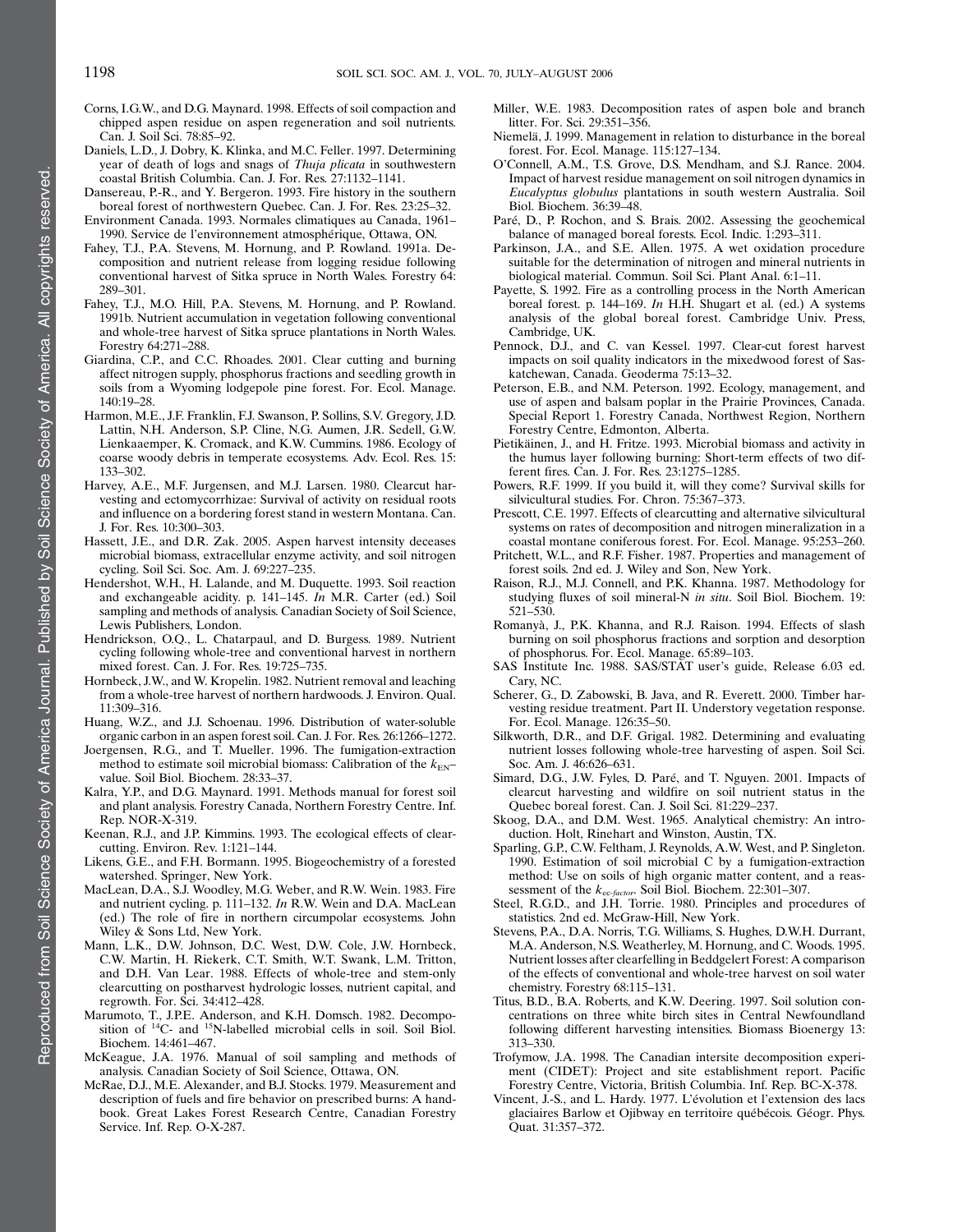Corns, I.G.W., and D.G. Maynard. 1998. Effects of soil compaction and chipped aspen residue on aspen regeneration and soil nutrients. Can. J. Soil Sci. 78:85–92.

Daniels, L.D., J. Dobry, K. Klinka, and M.C. Feller. 1997. Determining year of death of logs and snags of *Thuja plicata* in southwestern coastal British Columbia. Can. J. For. Res. 27:1132–1141.

Dansereau, P.-R., and Y. Bergeron. 1993. Fire history in the southern boreal forest of northwestern Quebec. Can. J. For. Res. 23:25–32.

Environment Canada. 1993. Normales climatiques au Canada, 1961–1990. Service de l'environnement atmosphérique, Ottawa, ON.

Fahey, T.J., P.A. Stevens, M. Hornung, and P. Rowland. 1991a. Decomposition and nutrient release from logging residue following conventional harvest of Sitka spruce in North Wales. Forestry 64: 289–301.

Fahey, T.J., M.O. Hill, P.A. Stevens, M. Hornung, and P. Rowland. 1991b. Nutrient accumulation in vegetation following conventional and whole-tree harvest of Sitka spruce plantations in North Wales. Forestry 64:271–288.

Giardina, C.P., and C.C. Rhoades. 2001. Clear cutting and burning affect nitrogen supply, phosphorus fractions and seedling growth in soils from a Wyoming lodgepole pine forest. For. Ecol. Manage. 140:19–28.

Harmon, M.E., J.F. Franklin, F.J. Swanson, P. Sollins, S.V. Gregory, J.D. Lattin, N.H. Anderson, S.P. Cline, N.G. Aumen, J.R. Sedell, G.W. Lienkaemper, K. Cromack, and K.W. Cummins. 1986. Ecology of coarse woody debris in temperate ecosystems. Adv. Ecol. Res. 15: 133–302.

Harvey, A.E., M.F. Jurgensen, and M.J. Larsen. 1980. Clearcut harvesting and ectomycorrhizae: Survival of activity on residual roots and influence on a bordering forest stand in western Montana. Can. J. For. Res. 10:300–303.

Hassett, J.E., and D.R. Zak. 2005. Aspen harvest intensity deceases microbial biomass, extracellular enzyme activity, and soil nitrogen cycling. Soil Sci. Soc. Am. J. 69:227–235.

Hendershot, W.H., H. Lalande, and M. Duquette. 1993. Soil reaction and exchangeable acidity. p. 141–145. *In* M.R. Carter (ed.) Soil sampling and methods of analysis. Canadian Society of Soil Science, Lewis Publishers, London.

Hendrickson, O.Q., L. Chatarpaul, and D. Burgess. 1989. Nutrient cycling following whole-tree and conventional harvest in northern mixed forest. Can. J. For. Res. 19:725–735.

Hornbeck, J.W., and W. Kropelin. 1982. Nutrient removal and leaching from a whole-tree harvest of northern hardwoods. J. Environ. Qual. 11:309–316.

Huang, W.Z., and J.J. Schoenau. 1996. Distribution of water-soluble organic carbon in an aspen forest soil. Can. J. For. Res. 26:1266–1272.

Joergensen, R.G., and T. Mueller. 1996. The fumigation-extraction method to estimate soil microbial biomass: Calibration of the $k_{EN}$–value. Soil Biol. Biochem. 28:33–37.

Kalra, Y.P., and D.G. Maynard. 1991. Methods manual for forest soil and plant analysis. Forestry Canada, Northern Forestry Centre. Inf. Rep. NOR-X-319.

Keenan, R.J., and J.P. Kimmins. 1993. The ecological effects of clear-cutting. Environ. Rev. 1:121–144.

Likens, G.E., and F.H. Bormann. 1995. Biogeochemistry of a forested watershed. Springer, New York.

MacLean, D.A., S.J. Woodley, M.G. Weber, and R.W. Wein. 1983. Fire and nutrient cycling. p. 111–132. *In* R.W. Wein and D.A. MacLean (ed.) The role of fire in northern circumpolar ecosystems. John Wiley & Sons Ltd, New York.

Mann, L.K., D.W. Johnson, D.C. West, D.W. Cole, J.W. Hornbeck, C.W. Martin, H. Riekerk, C.T. Smith, W.T. Swank, L.M. Tritton, and D.H. Van Lear. 1988. Effects of whole-tree and stem-only clearcutting on postharvest hydrologic losses, nutrient capital, and regrowth. For. Sci. 34:412–428.

Marumoto, T., J.P.E. Anderson, and K.H. Domsch. 1982. Decomposition of $^{14}$C- and $^{15}$N-labelled microbial cells in soil. Soil Biol. Biochem. 14:461–467.

McKeague, J.A. 1976. Manual of soil sampling and methods of analysis. Canadian Society of Soil Science, Ottawa, ON.

McRae, D.J., M.E. Alexander, and B.J. Stocks. 1979. Measurement and description of fuels and fire behavior on prescribed burns: A handbook. Great Lakes Forest Research Centre, Canadian Forestry Service. Inf. Rep. O-X-287.

Miller, W.E. 1983. Decomposition rates of aspen bole and branch litter. For. Sci. 29:351–356.

Niemelä, J. 1999. Management in relation to disturbance in the boreal forest. For. Ecol. Manage. 115:127–134.

O'Connell, A.M., T.S. Grove, D.S. Mendham, and S.J. Rance. 2004. Impact of harvest residue management on soil nitrogen dynamics in *Eucalyptus globulus* plantations in south western Australia. Soil Biol. Biochem. 36:39–48.

Paré, D., P. Rochon, and S. Brais. 2002. Assessing the geochemical balance of managed boreal forests. Ecol. Indic. 1:293–311.

Parkinson, J.A., and S.E. Allen. 1975. A wet oxidation procedure suitable for the determination of nitrogen and mineral nutrients in biological material. Commun. Soil Sci. Plant Anal. 6:1–11.

Payette, S. 1992. Fire as a controlling process in the North American boreal forest. p. 144–169. *In* H.H. Shugart et al. (ed.) A systems analysis of the global boreal forest. Cambridge Univ. Press, Cambridge, UK.

Pennock, D.J., and C. van Kessel. 1997. Clear-cut forest harvest impacts on soil quality indicators in the mixedwood forest of Saskatchewan, Canada. Geoderma 75:13–32.

Peterson, E.B., and N.M. Peterson. 1992. Ecology, management, and use of aspen and balsam poplar in the Prairie Provinces, Canada. Special Report 1. Forestry Canada, Northwest Region, Northern Forestry Centre, Edmonton, Alberta.

Pietikäinen, J., and H. Fritze. 1993. Microbial biomass and activity in the humus layer following burning: Short-term effects of two different fires. Can. J. For. Res. 23:1275–1285.

Powers, R.F. 1999. If you build it, will they come? Survival skills for silvicultural studies. For. Chron. 75:367–373.

Prescott, C.E. 1997. Effects of clearcutting and alternative silvicultural systems on rates of decomposition and nitrogen mineralization in a coastal montane coniferous forest. For. Ecol. Manage. 95:253–260.

Pritchett, W.L., and R.F. Fisher. 1987. Properties and management of forest soils. 2nd ed. J. Wiley and Son, New York.

Raison, R.J., M.J. Connell, and P.K. Khanna. 1987. Methodology for studying fluxes of soil mineral-N *in situ*. Soil Biol. Biochem. 19: 521–530.

Romanyà, J., P.K. Khanna, and R.J. Raison. 1994. Effects of slash burning on soil phosphorus fractions and sorption and desorption of phosphorus. For. Ecol. Manage. 65:89–103.

SAS Institute Inc. 1988. SAS/STAT user's guide, Release 6.03 ed. Cary, NC.

Scherer, G., D. Zabowski, B. Java, and R. Everett. 2000. Timber harvesting residue treatment. Part II. Understory vegetation response. For. Ecol. Manage. 126:35–50.

Silkworth, D.R., and D.F. Grigal. 1982. Determining and evaluating nutrient losses following whole-tree harvesting of aspen. Soil Sci. Soc. Am. J. 46:626–631.

Simard, D.G., J.W. Fyles, D. Paré, and T. Nguyen. 2001. Impacts of clearcut harvesting and wildfire on soil nutrient status in the Quebec boreal forest. Can. J. Soil Sci. 81:229–237.

Skoog, D.A., and D.M. West. 1965. Analytical chemistry: An introduction. Holt, Rinehart and Winston, Austin, TX.

Sparling, G.P., C.W. Feltham, J. Reynolds, A.W. West, and P. Singleton. 1990. Estimation of soil microbial C by a fumigation-extraction method: Use on soils of high organic matter content, and a reassessment of the $k_{ec\text{-}factor}$. Soil Biol. Biochem. 22:301–307.

Steel, R.G.D., and J.H. Torrie. 1980. Principles and procedures of statistics. 2nd ed. McGraw-Hill, New York.

Stevens, P.A., D.A. Norris, T.G. Williams, S. Hughes, D.W.H. Durrant, M.A. Anderson, N.S. Weatherley, M. Hornung, and C. Woods. 1995. Nutrient losses after clearfelling in Beddgelert Forest: A comparison of the effects of conventional and whole-tree harvest on soil water chemistry. Forestry 68:115–131.

Titus, B.D., B.A. Roberts, and K.W. Deering. 1997. Soil solution concentrations on three white birch sites in Central Newfoundland following different harvesting intensities. Biomass Bioenergy 13: 313–330.

Trofymow, J.A. 1998. The Canadian intersite decomposition experiment (CIDET): Project and site establishment report. Pacific Forestry Centre, Victoria, British Columbia. Inf. Rep. BC-X-378.

Vincent, J.-S., and L. Hardy. 1977. L'évolution et l'extension des lacs glaciaires Barlow et Ojibway en territoire québécois. Géogr. Phys. Quat. 31:357–372.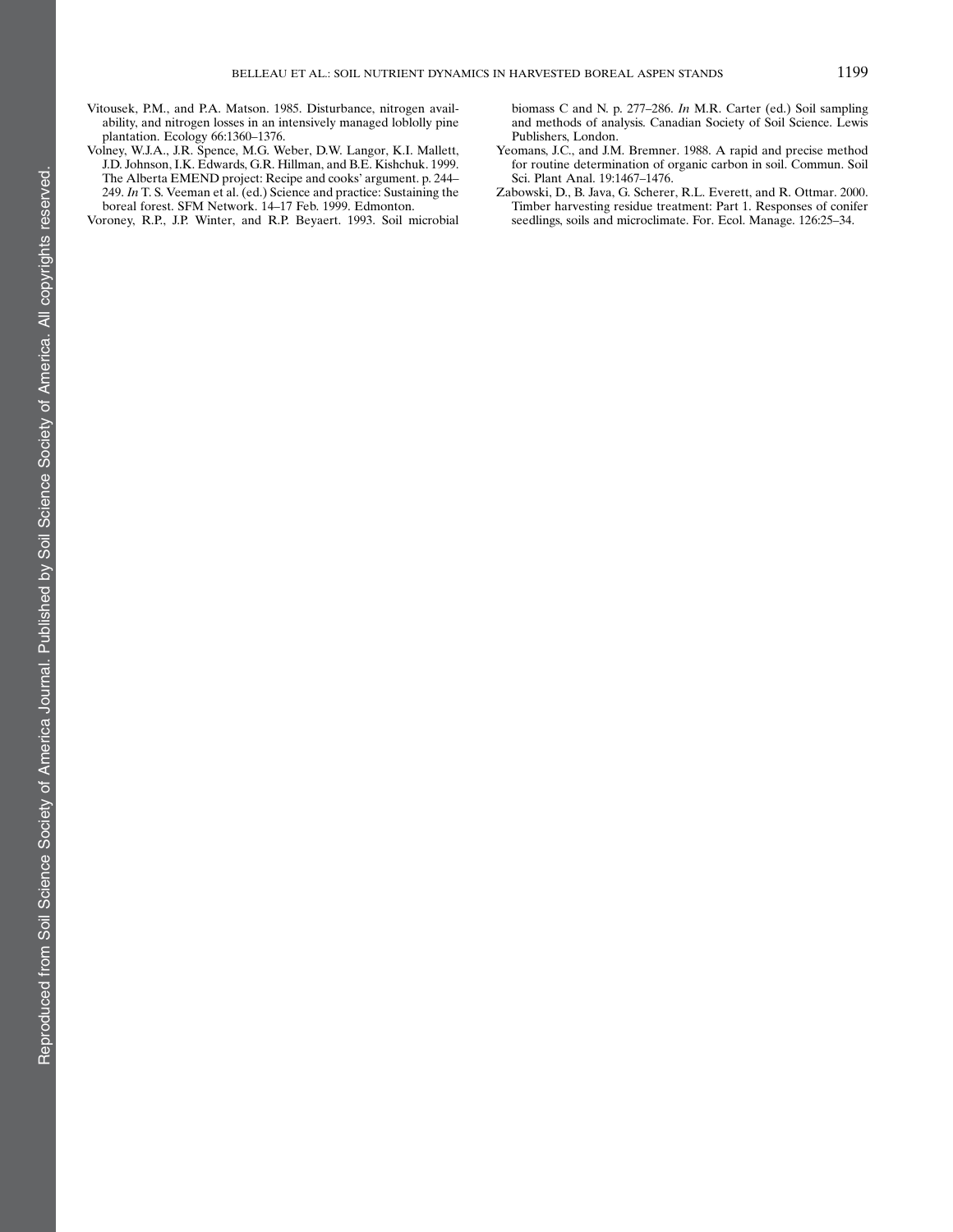Vitousek, P.M., and P.A. Matson. 1985. Disturbance, nitrogen availability, and nitrogen losses in an intensively managed loblolly pine plantation. Ecology 66:1360–1376.

Volney, W.J.A., J.R. Spence, M.G. Weber, D.W. Langor, K.I. Mallett, J.D. Johnson, I.K. Edwards, G.R. Hillman, and B.E. Kishchuk. 1999. The Alberta EMEND project: Recipe and cooks' argument. p. 244–249. *In* T. S. Veeman et al. (ed.) Science and practice: Sustaining the boreal forest. SFM Network. 14–17 Feb. 1999. Edmonton.

Voroney, R.P., J.P. Winter, and R.P. Beyaert. 1993. Soil microbial biomass C and N. p. 277–286. *In* M.R. Carter (ed.) Soil sampling and methods of analysis. Canadian Society of Soil Science. Lewis Publishers, London.

Yeomans, J.C., and J.M. Bremner. 1988. A rapid and precise method for routine determination of organic carbon in soil. Commun. Soil Sci. Plant Anal. 19:1467–1476.

Zabowski, D., B. Java, G. Scherer, R.L. Everett, and R. Ottmar. 2000. Timber harvesting residue treatment: Part 1. Responses of conifer seedlings, soils and microclimate. For. Ecol. Manage. 126:25–34.